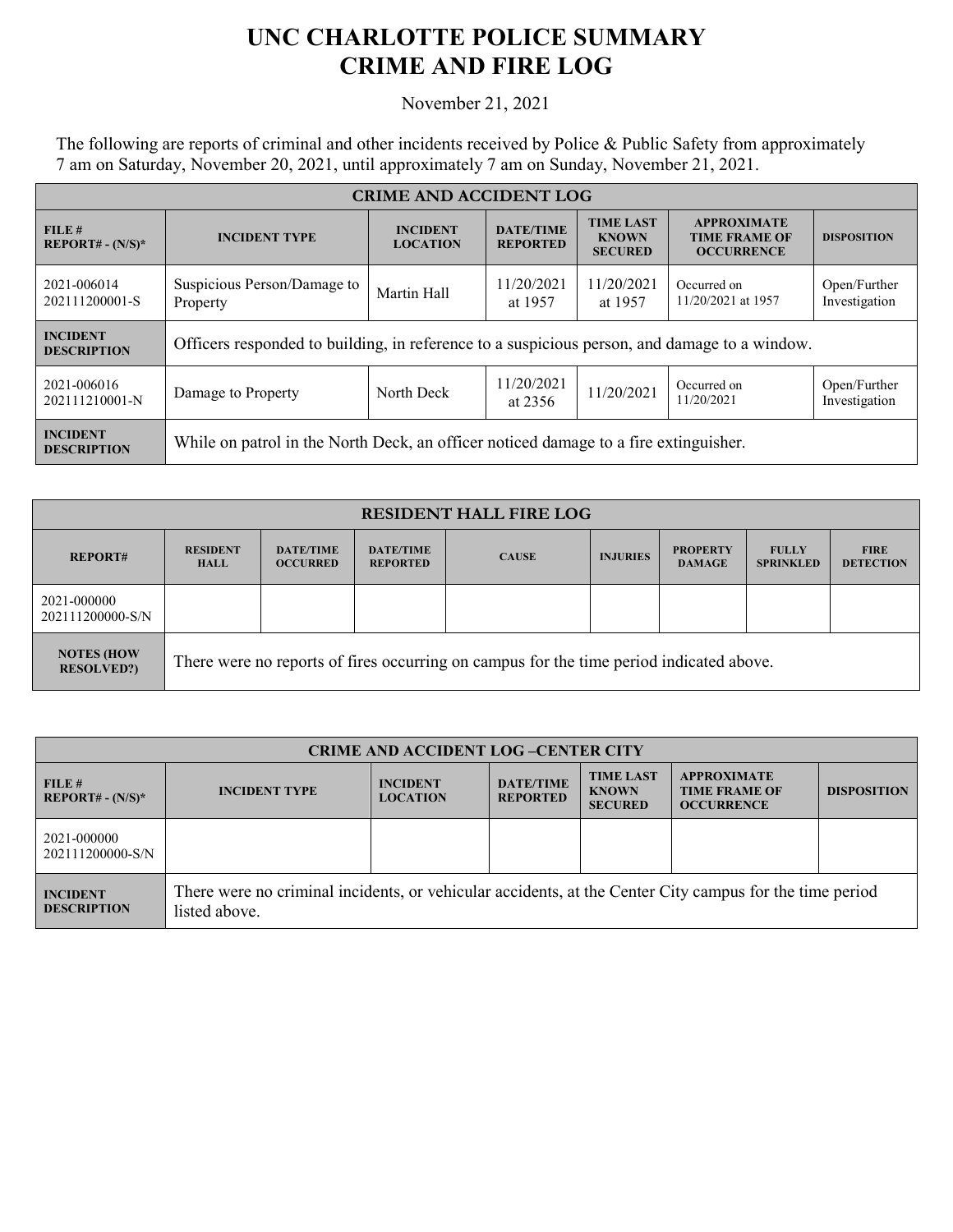# UNC CHARLOTTE POLICE SUMMARY
# CRIME AND FIRE LOG

November 21, 2021

The following are reports of criminal and other incidents received by Police & Public Safety from approximately 7 am on Saturday, November 20, 2021, until approximately 7 am on Sunday, November 21, 2021.

| CRIME AND ACCIDENT LOG | | | | | | |
|---|---|---|---|---|---|---|
| **FILE # REPORT# - (N/S)*** | **INCIDENT TYPE** | **INCIDENT LOCATION** | **DATE/TIME REPORTED** | **TIME LAST KNOWN SECURED** | **APPROXIMATE TIME FRAME OF OCCURRENCE** | **DISPOSITION** |
| 2021-006014 202111200001-S | Suspicious Person/Damage to Property | Martin Hall | 11/20/2021 at 1957 | 11/20/2021 at 1957 | Occurred on 11/20/2021 at 1957 | Open/Further Investigation |
| **INCIDENT DESCRIPTION** | Officers responded to building, in reference to a suspicious person, and damage to a window. | | | | | |
| 2021-006016 202111210001-N | Damage to Property | North Deck | 11/20/2021 at 2356 | 11/20/2021 | Occurred on 11/20/2021 | Open/Further Investigation |
| **INCIDENT DESCRIPTION** | While on patrol in the North Deck, an officer noticed damage to a fire extinguisher. | | | | | |

| RESIDENT HALL FIRE LOG | | | | | | | | |
|---|---|---|---|---|---|---|---|---|
| **REPORT#** | **RESIDENT HALL** | **DATE/TIME OCCURRED** | **DATE/TIME REPORTED** | **CAUSE** | **INJURIES** | **PROPERTY DAMAGE** | **FULLY SPRINKLED** | **FIRE DETECTION** |
| 2021-000000 202111200000-S/N | | | | | | | | |
| **NOTES (HOW RESOLVED?)** | There were no reports of fires occurring on campus for the time period indicated above. | | | | | | | |

| CRIME AND ACCIDENT LOG –CENTER CITY | | | | | | |
|---|---|---|---|---|---|---|
| **FILE # REPORT# - (N/S)*** | **INCIDENT TYPE** | **INCIDENT LOCATION** | **DATE/TIME REPORTED** | **TIME LAST KNOWN SECURED** | **APPROXIMATE TIME FRAME OF OCCURRENCE** | **DISPOSITION** |
| 2021-000000 202111200000-S/N | | | | | | |
| **INCIDENT DESCRIPTION** | There were no criminal incidents, or vehicular accidents, at the Center City campus for the time period listed above. | | | | | |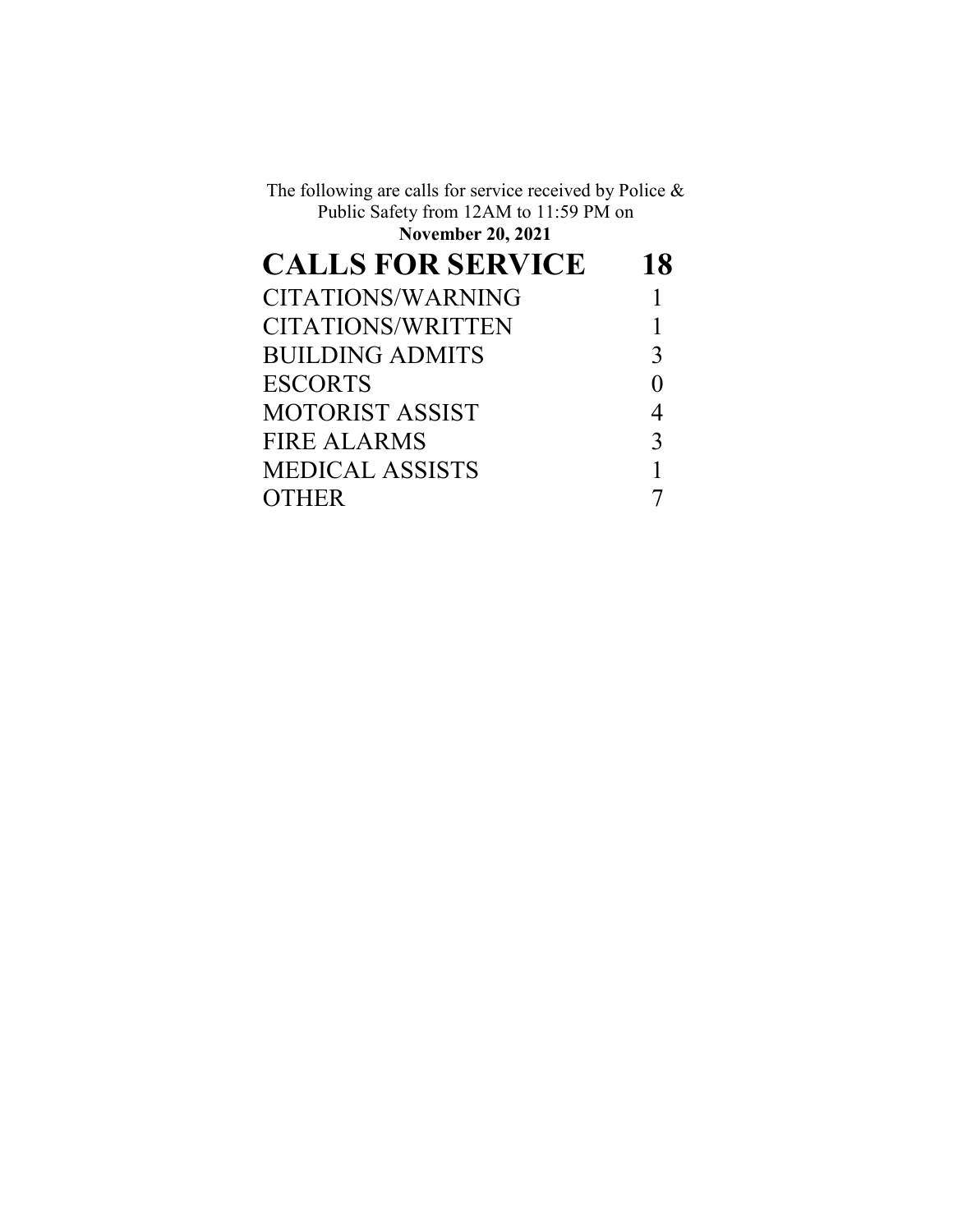The following are calls for service received by Police & Public Safety from 12AM to 11:59 PM on

**November 20, 2021**

| | |
|---|---|
| **CALLS FOR SERVICE** | **18** |
| CITATIONS/WARNING | 1 |
| CITATIONS/WRITTEN | 1 |
| BUILDING ADMITS | 3 |
| ESCORTS | 0 |
| MOTORIST ASSIST | 4 |
| FIRE ALARMS | 3 |
| MEDICAL ASSISTS | 1 |
| OTHER | 7 |